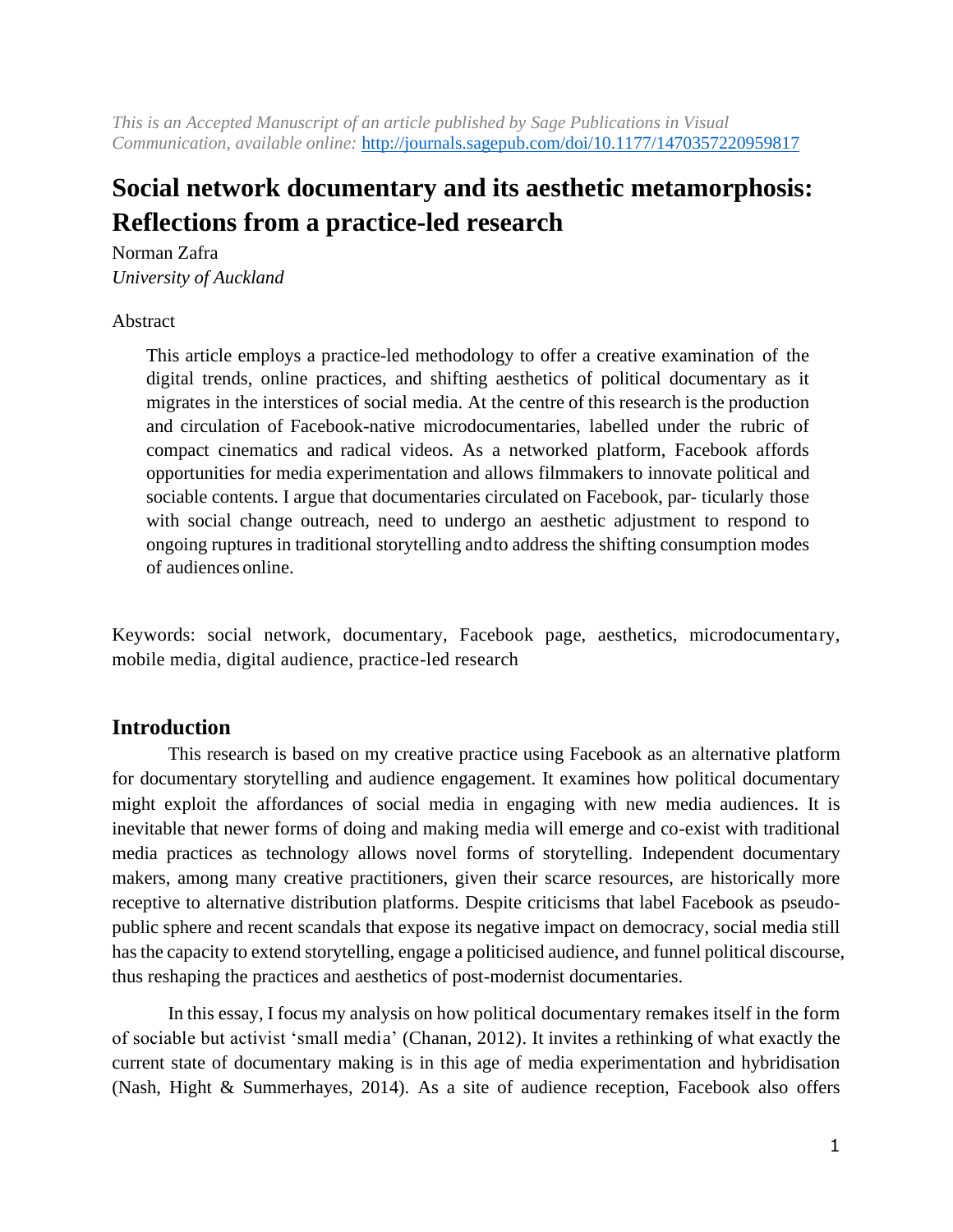*This is an Accepted Manuscript of an article published by Sage Publications in Visual Communication, available online:* http://journals.sagepub.com/doi/10.1177/1470357220959817

# Social network documentary and its aesthetic metamorphosis: Reflections from a practice-led research

Norman Zafra
*University of Auckland*

Abstract

> This article employs a practice-led methodology to offer a creative examination of the digital trends, online practices, and shifting aesthetics of political documentary as it migrates in the interstices of social media. At the centre of this research is the production and circulation of Facebook-native microdocumentaries, labelled under the rubric of compact cinematics and radical videos. As a networked platform, Facebook affords opportunities for media experimentation and allows filmmakers to innovate political and sociable contents. I argue that documentaries circulated on Facebook, par- ticularly those with social change outreach, need to undergo an aesthetic adjustment to respond to ongoing ruptures in traditional storytelling and to address the shifting consumption modes of audiences online.

Keywords: social network, documentary, Facebook page, aesthetics, microdocumentary, mobile media, digital audience, practice-led research

## Introduction

This research is based on my creative practice using Facebook as an alternative platform for documentary storytelling and audience engagement. It examines how political documentary might exploit the affordances of social media in engaging with new media audiences. It is inevitable that newer forms of doing and making media will emerge and co-exist with traditional media practices as technology allows novel forms of storytelling. Independent documentary makers, among many creative practitioners, given their scarce resources, are historically more receptive to alternative distribution platforms. Despite criticisms that label Facebook as pseudo-public sphere and recent scandals that expose its negative impact on democracy, social media still has the capacity to extend storytelling, engage a politicised audience, and funnel political discourse, thus reshaping the practices and aesthetics of post-modernist documentaries.

In this essay, I focus my analysis on how political documentary remakes itself in the form of sociable but activist 'small media' (Chanan, 2012). It invites a rethinking of what exactly the current state of documentary making is in this age of media experimentation and hybridisation (Nash, Hight & Summerhayes, 2014). As a site of audience reception, Facebook also offers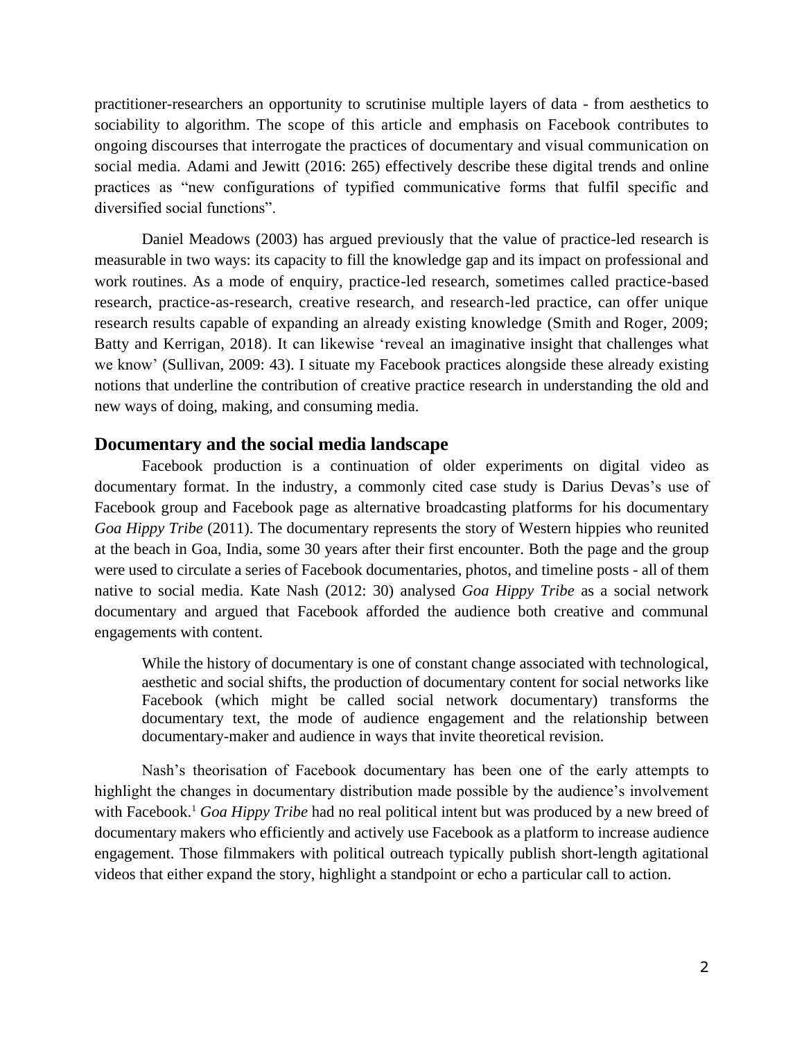practitioner-researchers an opportunity to scrutinise multiple layers of data - from aesthetics to sociability to algorithm. The scope of this article and emphasis on Facebook contributes to ongoing discourses that interrogate the practices of documentary and visual communication on social media. Adami and Jewitt (2016: 265) effectively describe these digital trends and online practices as "new configurations of typified communicative forms that fulfil specific and diversified social functions".

Daniel Meadows (2003) has argued previously that the value of practice-led research is measurable in two ways: its capacity to fill the knowledge gap and its impact on professional and work routines. As a mode of enquiry, practice-led research, sometimes called practice-based research, practice-as-research, creative research, and research-led practice, can offer unique research results capable of expanding an already existing knowledge (Smith and Roger, 2009; Batty and Kerrigan, 2018). It can likewise 'reveal an imaginative insight that challenges what we know' (Sullivan, 2009: 43). I situate my Facebook practices alongside these already existing notions that underline the contribution of creative practice research in understanding the old and new ways of doing, making, and consuming media.

## Documentary and the social media landscape

Facebook production is a continuation of older experiments on digital video as documentary format. In the industry, a commonly cited case study is Darius Devas's use of Facebook group and Facebook page as alternative broadcasting platforms for his documentary *Goa Hippy Tribe* (2011). The documentary represents the story of Western hippies who reunited at the beach in Goa, India, some 30 years after their first encounter. Both the page and the group were used to circulate a series of Facebook documentaries, photos, and timeline posts - all of them native to social media. Kate Nash (2012: 30) analysed *Goa Hippy Tribe* as a social network documentary and argued that Facebook afforded the audience both creative and communal engagements with content.

> While the history of documentary is one of constant change associated with technological, aesthetic and social shifts, the production of documentary content for social networks like Facebook (which might be called social network documentary) transforms the documentary text, the mode of audience engagement and the relationship between documentary-maker and audience in ways that invite theoretical revision.

Nash's theorisation of Facebook documentary has been one of the early attempts to highlight the changes in documentary distribution made possible by the audience's involvement with Facebook.[1] *Goa Hippy Tribe* had no real political intent but was produced by a new breed of documentary makers who efficiently and actively use Facebook as a platform to increase audience engagement. Those filmmakers with political outreach typically publish short-length agitational videos that either expand the story, highlight a standpoint or echo a particular call to action.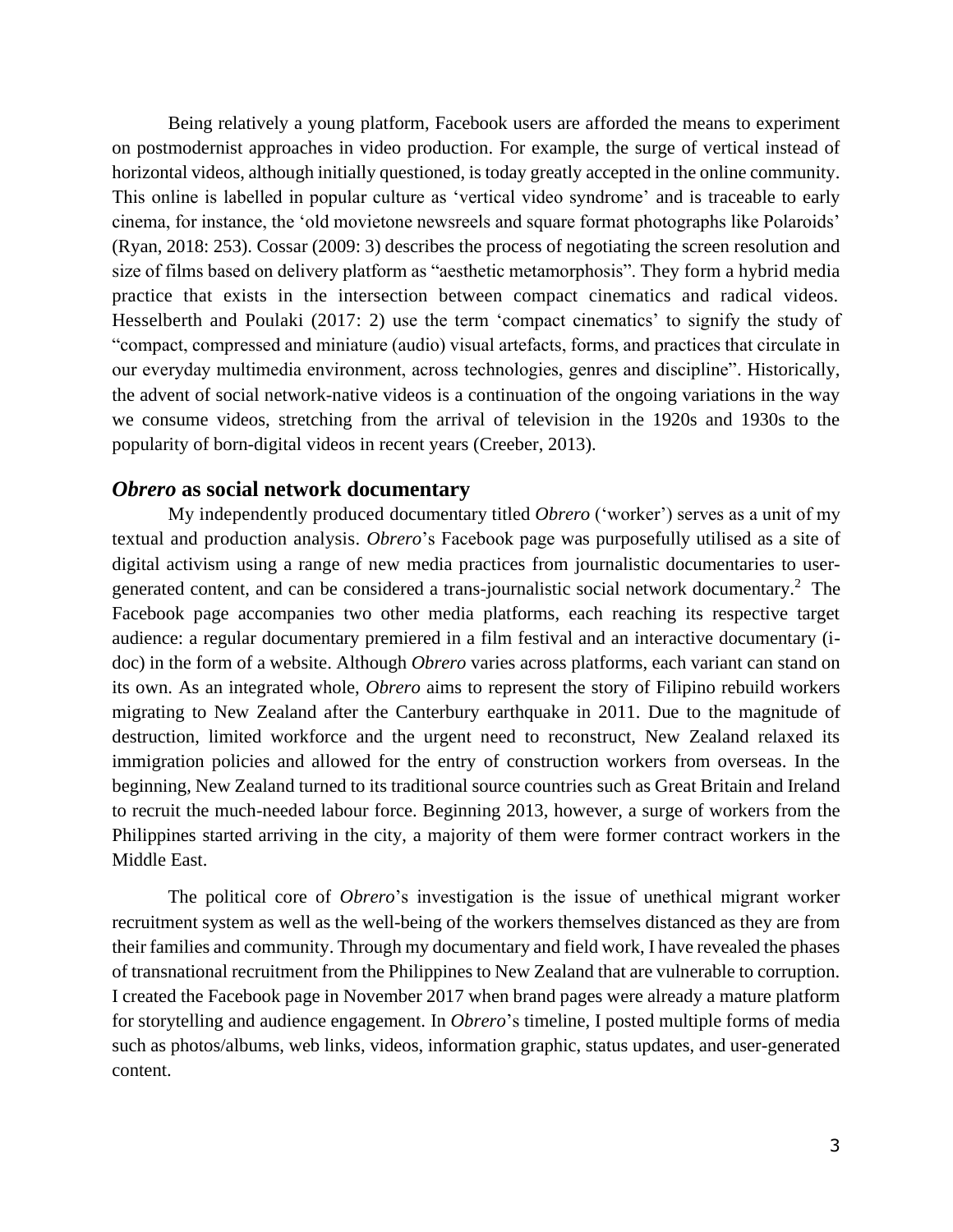Being relatively a young platform, Facebook users are afforded the means to experiment on postmodernist approaches in video production. For example, the surge of vertical instead of horizontal videos, although initially questioned, is today greatly accepted in the online community. This online is labelled in popular culture as 'vertical video syndrome' and is traceable to early cinema, for instance, the 'old movietone newsreels and square format photographs like Polaroids' (Ryan, 2018: 253). Cossar (2009: 3) describes the process of negotiating the screen resolution and size of films based on delivery platform as "aesthetic metamorphosis". They form a hybrid media practice that exists in the intersection between compact cinematics and radical videos. Hesselberth and Poulaki (2017: 2) use the term 'compact cinematics' to signify the study of "compact, compressed and miniature (audio) visual artefacts, forms, and practices that circulate in our everyday multimedia environment, across technologies, genres and discipline". Historically, the advent of social network-native videos is a continuation of the ongoing variations in the way we consume videos, stretching from the arrival of television in the 1920s and 1930s to the popularity of born-digital videos in recent years (Creeber, 2013).

## *Obrero* as social network documentary

My independently produced documentary titled *Obrero* ('worker') serves as a unit of my textual and production analysis. *Obrero*'s Facebook page was purposefully utilised as a site of digital activism using a range of new media practices from journalistic documentaries to user-generated content, and can be considered a trans-journalistic social network documentary.[2] The Facebook page accompanies two other media platforms, each reaching its respective target audience: a regular documentary premiered in a film festival and an interactive documentary (i-doc) in the form of a website. Although *Obrero* varies across platforms, each variant can stand on its own. As an integrated whole, *Obrero* aims to represent the story of Filipino rebuild workers migrating to New Zealand after the Canterbury earthquake in 2011. Due to the magnitude of destruction, limited workforce and the urgent need to reconstruct, New Zealand relaxed its immigration policies and allowed for the entry of construction workers from overseas. In the beginning, New Zealand turned to its traditional source countries such as Great Britain and Ireland to recruit the much-needed labour force. Beginning 2013, however, a surge of workers from the Philippines started arriving in the city, a majority of them were former contract workers in the Middle East.

The political core of *Obrero*'s investigation is the issue of unethical migrant worker recruitment system as well as the well-being of the workers themselves distanced as they are from their families and community. Through my documentary and field work, I have revealed the phases of transnational recruitment from the Philippines to New Zealand that are vulnerable to corruption. I created the Facebook page in November 2017 when brand pages were already a mature platform for storytelling and audience engagement. In *Obrero*'s timeline, I posted multiple forms of media such as photos/albums, web links, videos, information graphic, status updates, and user-generated content.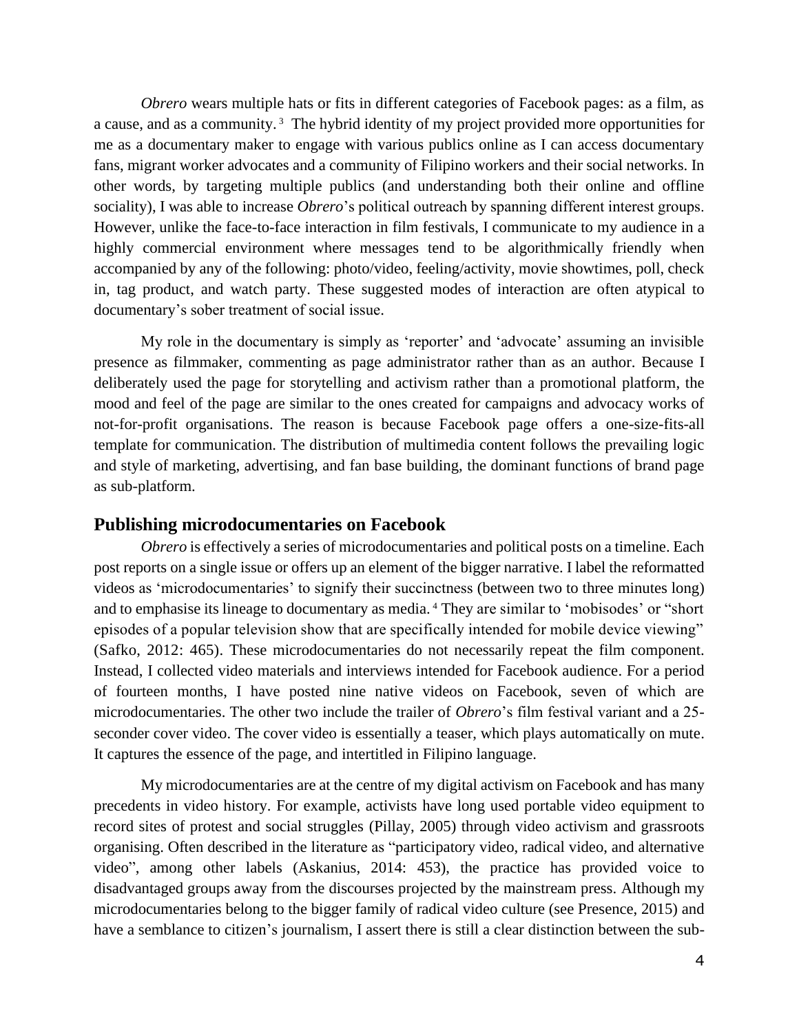*Obrero* wears multiple hats or fits in different categories of Facebook pages: as a film, as a cause, and as a community.[3] The hybrid identity of my project provided more opportunities for me as a documentary maker to engage with various publics online as I can access documentary fans, migrant worker advocates and a community of Filipino workers and their social networks. In other words, by targeting multiple publics (and understanding both their online and offline sociality), I was able to increase *Obrero*'s political outreach by spanning different interest groups. However, unlike the face-to-face interaction in film festivals, I communicate to my audience in a highly commercial environment where messages tend to be algorithmically friendly when accompanied by any of the following: photo/video, feeling/activity, movie showtimes, poll, check in, tag product, and watch party. These suggested modes of interaction are often atypical to documentary's sober treatment of social issue.

My role in the documentary is simply as 'reporter' and 'advocate' assuming an invisible presence as filmmaker, commenting as page administrator rather than as an author. Because I deliberately used the page for storytelling and activism rather than a promotional platform, the mood and feel of the page are similar to the ones created for campaigns and advocacy works of not-for-profit organisations. The reason is because Facebook page offers a one-size-fits-all template for communication. The distribution of multimedia content follows the prevailing logic and style of marketing, advertising, and fan base building, the dominant functions of brand page as sub-platform.

## Publishing microdocumentaries on Facebook

*Obrero* is effectively a series of microdocumentaries and political posts on a timeline. Each post reports on a single issue or offers up an element of the bigger narrative. I label the reformatted videos as 'microdocumentaries' to signify their succinctness (between two to three minutes long) and to emphasise its lineage to documentary as media.[4] They are similar to 'mobisodes' or "short episodes of a popular television show that are specifically intended for mobile device viewing" (Safko, 2012: 465). These microdocumentaries do not necessarily repeat the film component. Instead, I collected video materials and interviews intended for Facebook audience. For a period of fourteen months, I have posted nine native videos on Facebook, seven of which are microdocumentaries. The other two include the trailer of *Obrero*'s film festival variant and a 25-seconder cover video. The cover video is essentially a teaser, which plays automatically on mute. It captures the essence of the page, and intertitled in Filipino language.

My microdocumentaries are at the centre of my digital activism on Facebook and has many precedents in video history. For example, activists have long used portable video equipment to record sites of protest and social struggles (Pillay, 2005) through video activism and grassroots organising. Often described in the literature as "participatory video, radical video, and alternative video", among other labels (Askanius, 2014: 453), the practice has provided voice to disadvantaged groups away from the discourses projected by the mainstream press. Although my microdocumentaries belong to the bigger family of radical video culture (see Presence, 2015) and have a semblance to citizen's journalism, I assert there is still a clear distinction between the sub-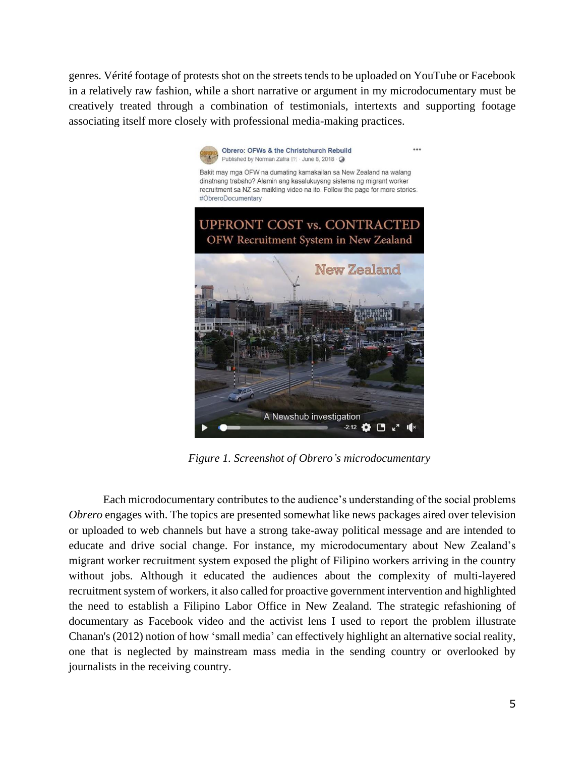genres. Vérité footage of protests shot on the streets tends to be uploaded on YouTube or Facebook in a relatively raw fashion, while a short narrative or argument in my microdocumentary must be creatively treated through a combination of testimonials, intertexts and supporting footage associating itself more closely with professional media-making practices.

*Figure 1. Screenshot of Obrero's microdocumentary*

Each microdocumentary contributes to the audience's understanding of the social problems *Obrero* engages with. The topics are presented somewhat like news packages aired over television or uploaded to web channels but have a strong take-away political message and are intended to educate and drive social change. For instance, my microdocumentary about New Zealand's migrant worker recruitment system exposed the plight of Filipino workers arriving in the country without jobs. Although it educated the audiences about the complexity of multi-layered recruitment system of workers, it also called for proactive government intervention and highlighted the need to establish a Filipino Labor Office in New Zealand. The strategic refashioning of documentary as Facebook video and the activist lens I used to report the problem illustrate Chanan's (2012) notion of how 'small media' can effectively highlight an alternative social reality, one that is neglected by mainstream mass media in the sending country or overlooked by journalists in the receiving country.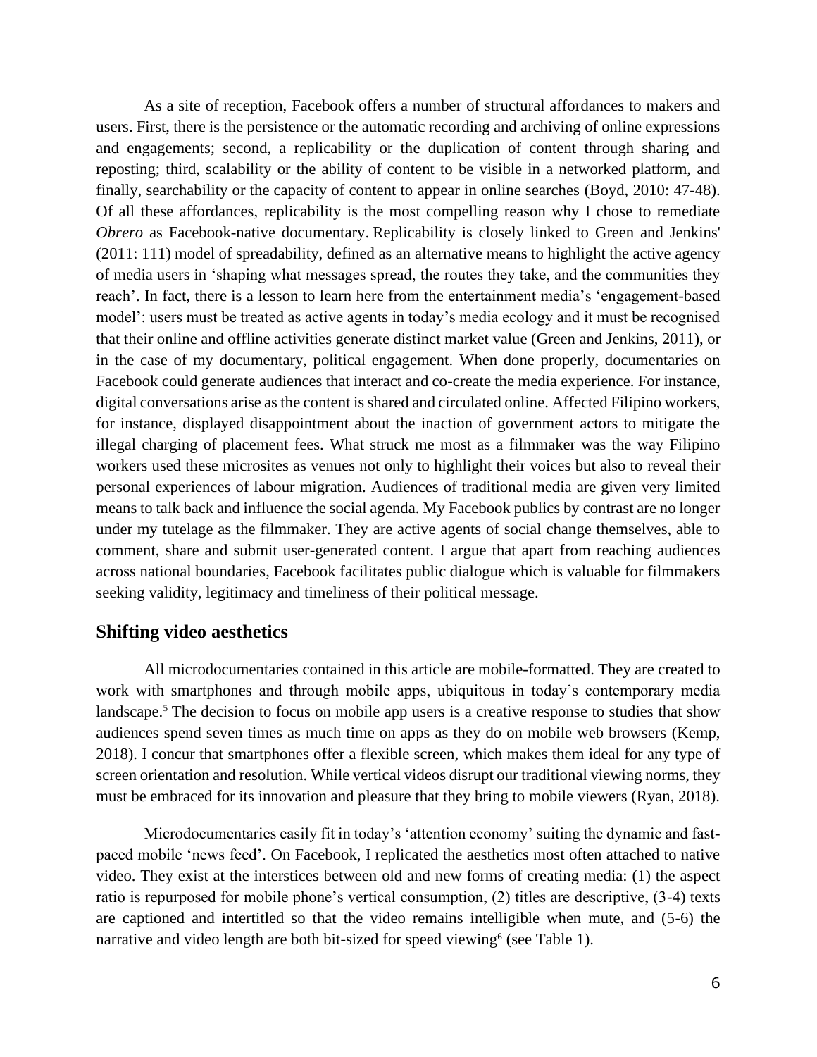As a site of reception, Facebook offers a number of structural affordances to makers and users. First, there is the persistence or the automatic recording and archiving of online expressions and engagements; second, a replicability or the duplication of content through sharing and reposting; third, scalability or the ability of content to be visible in a networked platform, and finally, searchability or the capacity of content to appear in online searches (Boyd, 2010: 47-48). Of all these affordances, replicability is the most compelling reason why I chose to remediate *Obrero* as Facebook-native documentary. Replicability is closely linked to Green and Jenkins' (2011: 111) model of spreadability, defined as an alternative means to highlight the active agency of media users in 'shaping what messages spread, the routes they take, and the communities they reach'. In fact, there is a lesson to learn here from the entertainment media's 'engagement-based model': users must be treated as active agents in today's media ecology and it must be recognised that their online and offline activities generate distinct market value (Green and Jenkins, 2011), or in the case of my documentary, political engagement. When done properly, documentaries on Facebook could generate audiences that interact and co-create the media experience. For instance, digital conversations arise as the content is shared and circulated online. Affected Filipino workers, for instance, displayed disappointment about the inaction of government actors to mitigate the illegal charging of placement fees. What struck me most as a filmmaker was the way Filipino workers used these microsites as venues not only to highlight their voices but also to reveal their personal experiences of labour migration. Audiences of traditional media are given very limited means to talk back and influence the social agenda. My Facebook publics by contrast are no longer under my tutelage as the filmmaker. They are active agents of social change themselves, able to comment, share and submit user-generated content. I argue that apart from reaching audiences across national boundaries, Facebook facilitates public dialogue which is valuable for filmmakers seeking validity, legitimacy and timeliness of their political message.

## Shifting video aesthetics

All microdocumentaries contained in this article are mobile-formatted. They are created to work with smartphones and through mobile apps, ubiquitous in today's contemporary media landscape.[5] The decision to focus on mobile app users is a creative response to studies that show audiences spend seven times as much time on apps as they do on mobile web browsers (Kemp, 2018). I concur that smartphones offer a flexible screen, which makes them ideal for any type of screen orientation and resolution. While vertical videos disrupt our traditional viewing norms, they must be embraced for its innovation and pleasure that they bring to mobile viewers (Ryan, 2018).

Microdocumentaries easily fit in today's 'attention economy' suiting the dynamic and fast-paced mobile 'news feed'. On Facebook, I replicated the aesthetics most often attached to native video. They exist at the interstices between old and new forms of creating media: (1) the aspect ratio is repurposed for mobile phone's vertical consumption, (2) titles are descriptive, (3-4) texts are captioned and intertitled so that the video remains intelligible when mute, and (5-6) the narrative and video length are both bit-sized for speed viewing[6] (see Table 1).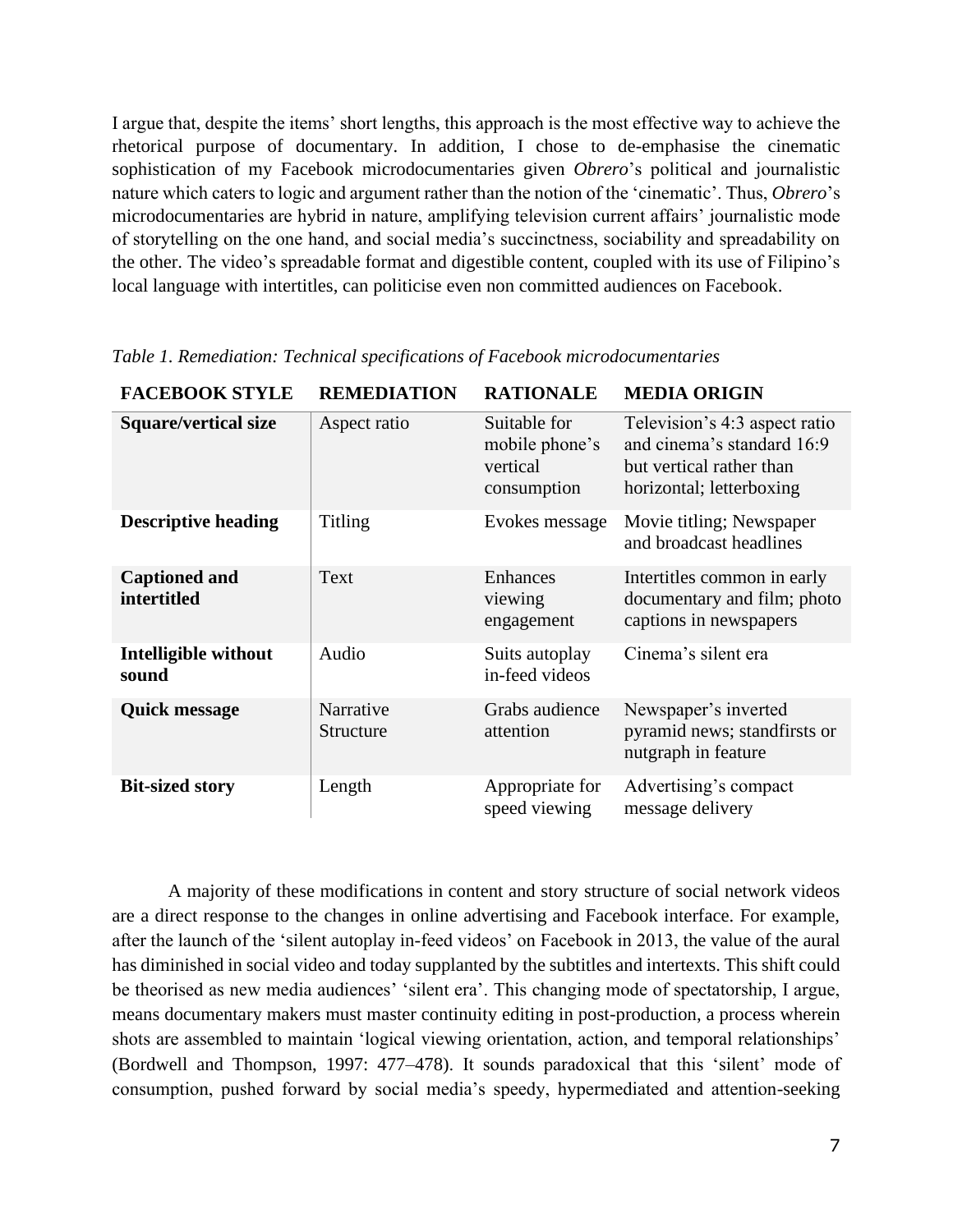I argue that, despite the items' short lengths, this approach is the most effective way to achieve the rhetorical purpose of documentary. In addition, I chose to de-emphasise the cinematic sophistication of my Facebook microdocumentaries given *Obrero*'s political and journalistic nature which caters to logic and argument rather than the notion of the 'cinematic'. Thus, *Obrero*'s microdocumentaries are hybrid in nature, amplifying television current affairs' journalistic mode of storytelling on the one hand, and social media's succinctness, sociability and spreadability on the other. The video's spreadable format and digestible content, coupled with its use of Filipino's local language with intertitles, can politicise even non committed audiences on Facebook.

*Table 1. Remediation: Technical specifications of Facebook microdocumentaries*

| FACEBOOK STYLE | REMEDIATION | RATIONALE | MEDIA ORIGIN |
|---|---|---|---|
| **Square/vertical size** | Aspect ratio | Suitable for mobile phone's vertical consumption | Television's 4:3 aspect ratio and cinema's standard 16:9 but vertical rather than horizontal; letterboxing |
| **Descriptive heading** | Titling | Evokes message | Movie titling; Newspaper and broadcast headlines |
| **Captioned and intertitled** | Text | Enhances viewing engagement | Intertitles common in early documentary and film; photo captions in newspapers |
| **Intelligible without sound** | Audio | Suits autoplay in-feed videos | Cinema's silent era |
| **Quick message** | Narrative Structure | Grabs audience attention | Newspaper's inverted pyramid news; standfirsts or nutgraph in feature |
| **Bit-sized story** | Length | Appropriate for speed viewing | Advertising's compact message delivery |

A majority of these modifications in content and story structure of social network videos are a direct response to the changes in online advertising and Facebook interface. For example, after the launch of the 'silent autoplay in-feed videos' on Facebook in 2013, the value of the aural has diminished in social video and today supplanted by the subtitles and intertexts. This shift could be theorised as new media audiences' 'silent era'. This changing mode of spectatorship, I argue, means documentary makers must master continuity editing in post-production, a process wherein shots are assembled to maintain 'logical viewing orientation, action, and temporal relationships' (Bordwell and Thompson, 1997: 477–478). It sounds paradoxical that this 'silent' mode of consumption, pushed forward by social media's speedy, hypermediated and attention-seeking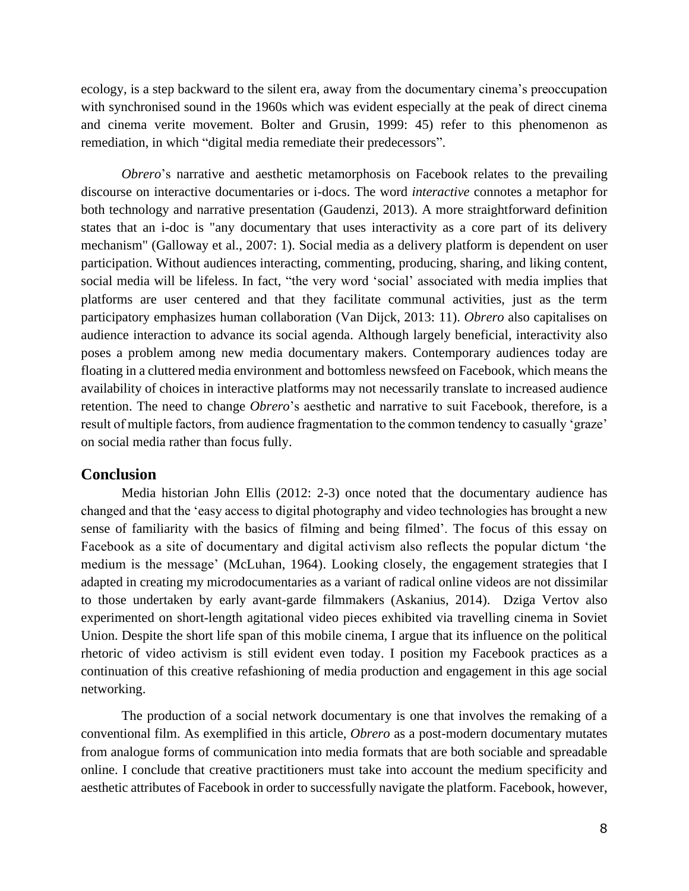ecology, is a step backward to the silent era, away from the documentary cinema's preoccupation with synchronised sound in the 1960s which was evident especially at the peak of direct cinema and cinema verite movement. Bolter and Grusin, 1999: 45) refer to this phenomenon as remediation, in which "digital media remediate their predecessors".

*Obrero*'s narrative and aesthetic metamorphosis on Facebook relates to the prevailing discourse on interactive documentaries or i-docs. The word *interactive* connotes a metaphor for both technology and narrative presentation (Gaudenzi, 2013). A more straightforward definition states that an i-doc is "any documentary that uses interactivity as a core part of its delivery mechanism" (Galloway et al., 2007: 1). Social media as a delivery platform is dependent on user participation. Without audiences interacting, commenting, producing, sharing, and liking content, social media will be lifeless. In fact, "the very word 'social' associated with media implies that platforms are user centered and that they facilitate communal activities, just as the term participatory emphasizes human collaboration (Van Dijck, 2013: 11). *Obrero* also capitalises on audience interaction to advance its social agenda. Although largely beneficial, interactivity also poses a problem among new media documentary makers. Contemporary audiences today are floating in a cluttered media environment and bottomless newsfeed on Facebook, which means the availability of choices in interactive platforms may not necessarily translate to increased audience retention. The need to change *Obrero*'s aesthetic and narrative to suit Facebook, therefore, is a result of multiple factors, from audience fragmentation to the common tendency to casually 'graze' on social media rather than focus fully.

## Conclusion

Media historian John Ellis (2012: 2-3) once noted that the documentary audience has changed and that the 'easy access to digital photography and video technologies has brought a new sense of familiarity with the basics of filming and being filmed'. The focus of this essay on Facebook as a site of documentary and digital activism also reflects the popular dictum 'the medium is the message' (McLuhan, 1964). Looking closely, the engagement strategies that I adapted in creating my microdocumentaries as a variant of radical online videos are not dissimilar to those undertaken by early avant-garde filmmakers (Askanius, 2014). Dziga Vertov also experimented on short-length agitational video pieces exhibited via travelling cinema in Soviet Union. Despite the short life span of this mobile cinema, I argue that its influence on the political rhetoric of video activism is still evident even today. I position my Facebook practices as a continuation of this creative refashioning of media production and engagement in this age social networking.

The production of a social network documentary is one that involves the remaking of a conventional film. As exemplified in this article, *Obrero* as a post-modern documentary mutates from analogue forms of communication into media formats that are both sociable and spreadable online. I conclude that creative practitioners must take into account the medium specificity and aesthetic attributes of Facebook in order to successfully navigate the platform. Facebook, however,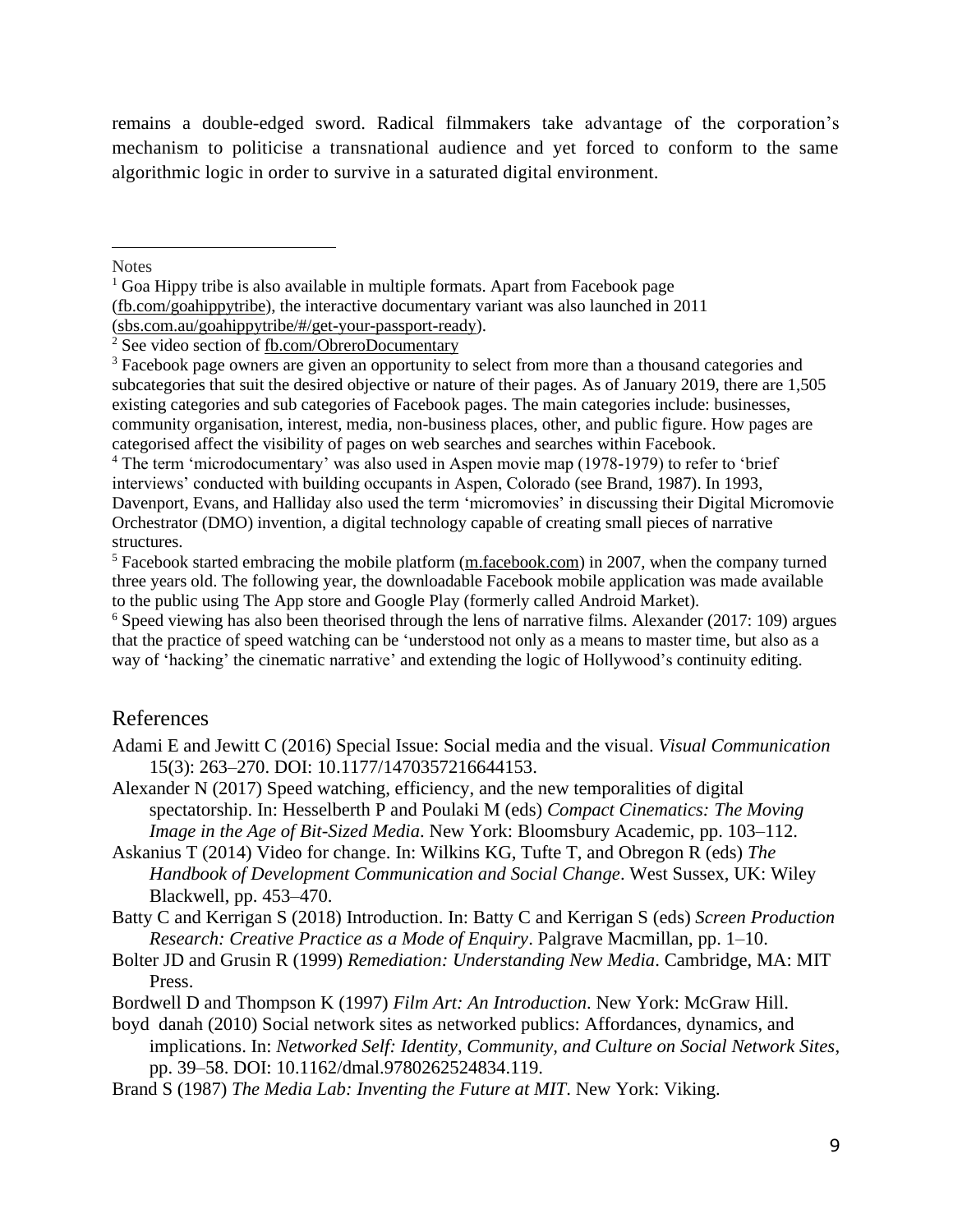remains a double-edged sword. Radical filmmakers take advantage of the corporation's mechanism to politicise a transnational audience and yet forced to conform to the same algorithmic logic in order to survive in a saturated digital environment.

Notes

[1] Goa Hippy tribe is also available in multiple formats. Apart from Facebook page (fb.com/goahippytribe), the interactive documentary variant was also launched in 2011 (sbs.com.au/goahippytribe/#/get-your-passport-ready).

[2] See video section of fb.com/ObreroDocumentary

[3] Facebook page owners are given an opportunity to select from more than a thousand categories and subcategories that suit the desired objective or nature of their pages. As of January 2019, there are 1,505 existing categories and sub categories of Facebook pages. The main categories include: businesses, community organisation, interest, media, non-business places, other, and public figure. How pages are categorised affect the visibility of pages on web searches and searches within Facebook.

[4] The term 'microdocumentary' was also used in Aspen movie map (1978-1979) to refer to 'brief interviews' conducted with building occupants in Aspen, Colorado (see Brand, 1987). In 1993, Davenport, Evans, and Halliday also used the term 'micromovies' in discussing their Digital Micromovie Orchestrator (DMO) invention, a digital technology capable of creating small pieces of narrative structures.

[5] Facebook started embracing the mobile platform (m.facebook.com) in 2007, when the company turned three years old. The following year, the downloadable Facebook mobile application was made available to the public using The App store and Google Play (formerly called Android Market).

[6] Speed viewing has also been theorised through the lens of narrative films. Alexander (2017: 109) argues that the practice of speed watching can be 'understood not only as a means to master time, but also as a way of 'hacking' the cinematic narrative' and extending the logic of Hollywood's continuity editing.

## References

Adami E and Jewitt C (2016) Special Issue: Social media and the visual. *Visual Communication* 15(3): 263–270. DOI: 10.1177/1470357216644153.

Alexander N (2017) Speed watching, efficiency, and the new temporalities of digital spectatorship. In: Hesselberth P and Poulaki M (eds) *Compact Cinematics: The Moving Image in the Age of Bit-Sized Media*. New York: Bloomsbury Academic, pp. 103–112.

Askanius T (2014) Video for change. In: Wilkins KG, Tufte T, and Obregon R (eds) *The Handbook of Development Communication and Social Change*. West Sussex, UK: Wiley Blackwell, pp. 453–470.

Batty C and Kerrigan S (2018) Introduction. In: Batty C and Kerrigan S (eds) *Screen Production Research: Creative Practice as a Mode of Enquiry*. Palgrave Macmillan, pp. 1–10.

Bolter JD and Grusin R (1999) *Remediation: Understanding New Media*. Cambridge, MA: MIT Press.

Bordwell D and Thompson K (1997) *Film Art: An Introduction*. New York: McGraw Hill.

boyd danah (2010) Social network sites as networked publics: Affordances, dynamics, and implications. In: *Networked Self: Identity, Community, and Culture on Social Network Sites*, pp. 39–58. DOI: 10.1162/dmal.9780262524834.119.

Brand S (1987) *The Media Lab: Inventing the Future at MIT*. New York: Viking.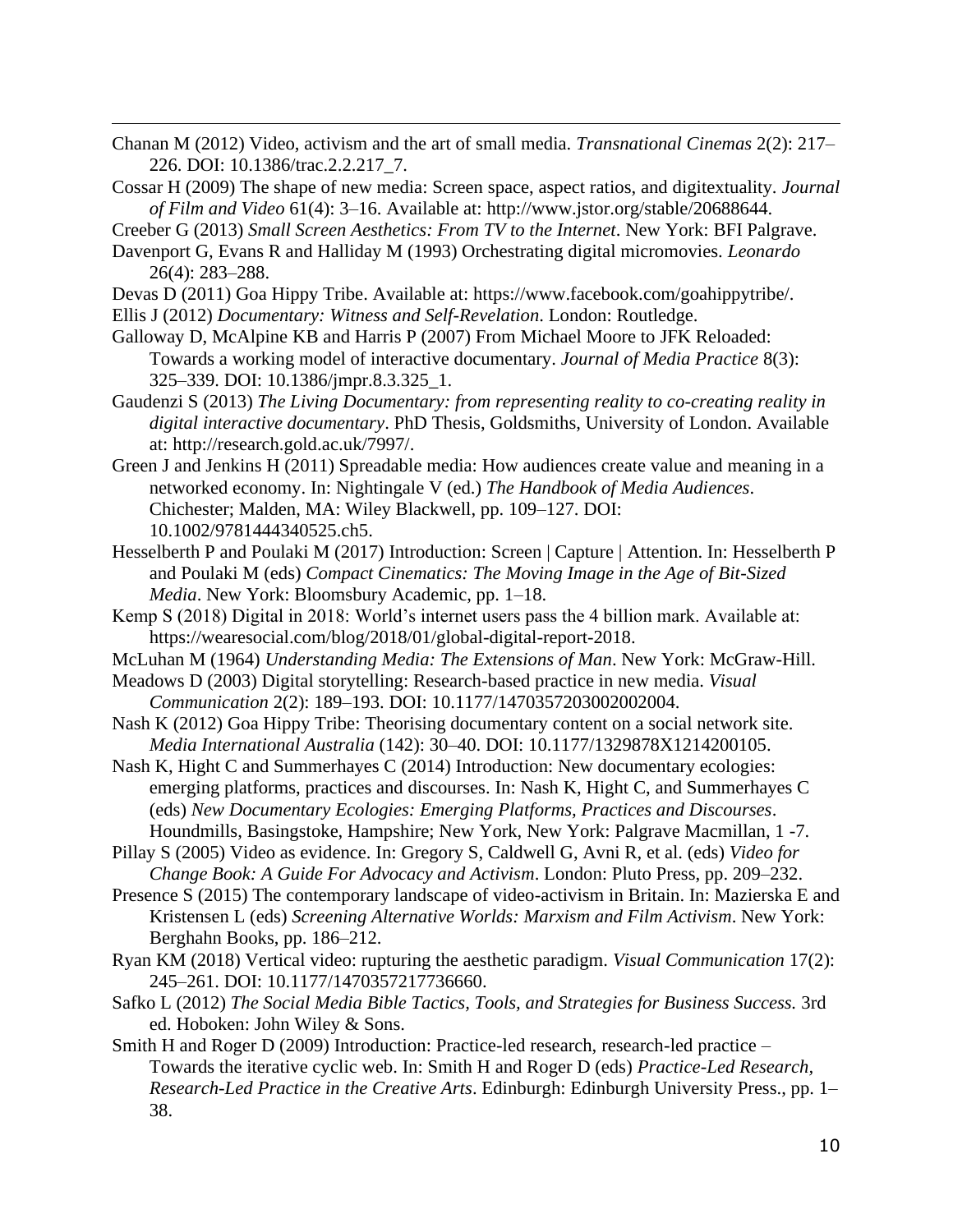Chanan M (2012) Video, activism and the art of small media. *Transnational Cinemas* 2(2): 217–226. DOI: 10.1386/trac.2.2.217_7.

Cossar H (2009) The shape of new media: Screen space, aspect ratios, and digitextuality. *Journal of Film and Video* 61(4): 3–16. Available at: http://www.jstor.org/stable/20688644.

Creeber G (2013) *Small Screen Aesthetics: From TV to the Internet*. New York: BFI Palgrave.

Davenport G, Evans R and Halliday M (1993) Orchestrating digital micromovies. *Leonardo* 26(4): 283–288.

Devas D (2011) Goa Hippy Tribe. Available at: https://www.facebook.com/goahippytribe/.

Ellis J (2012) *Documentary: Witness and Self-Revelation*. London: Routledge.

Galloway D, McAlpine KB and Harris P (2007) From Michael Moore to JFK Reloaded: Towards a working model of interactive documentary. *Journal of Media Practice* 8(3): 325–339. DOI: 10.1386/jmpr.8.3.325_1.

Gaudenzi S (2013) *The Living Documentary: from representing reality to co-creating reality in digital interactive documentary*. PhD Thesis, Goldsmiths, University of London. Available at: http://research.gold.ac.uk/7997/.

Green J and Jenkins H (2011) Spreadable media: How audiences create value and meaning in a networked economy. In: Nightingale V (ed.) *The Handbook of Media Audiences*. Chichester; Malden, MA: Wiley Blackwell, pp. 109–127. DOI: 10.1002/9781444340525.ch5.

Hesselberth P and Poulaki M (2017) Introduction: Screen | Capture | Attention. In: Hesselberth P and Poulaki M (eds) *Compact Cinematics: The Moving Image in the Age of Bit-Sized Media*. New York: Bloomsbury Academic, pp. 1–18.

Kemp S (2018) Digital in 2018: World's internet users pass the 4 billion mark. Available at: https://wearesocial.com/blog/2018/01/global-digital-report-2018.

McLuhan M (1964) *Understanding Media: The Extensions of Man*. New York: McGraw-Hill.

Meadows D (2003) Digital storytelling: Research-based practice in new media. *Visual Communication* 2(2): 189–193. DOI: 10.1177/1470357203002002004.

Nash K (2012) Goa Hippy Tribe: Theorising documentary content on a social network site. *Media International Australia* (142): 30–40. DOI: 10.1177/1329878X1214200105.

Nash K, Hight C and Summerhayes C (2014) Introduction: New documentary ecologies: emerging platforms, practices and discourses. In: Nash K, Hight C, and Summerhayes C (eds) *New Documentary Ecologies: Emerging Platforms, Practices and Discourses*. Houndmills, Basingstoke, Hampshire; New York, New York: Palgrave Macmillan, 1 -7.

Pillay S (2005) Video as evidence. In: Gregory S, Caldwell G, Avni R, et al. (eds) *Video for Change Book: A Guide For Advocacy and Activism*. London: Pluto Press, pp. 209–232.

Presence S (2015) The contemporary landscape of video-activism in Britain. In: Mazierska E and Kristensen L (eds) *Screening Alternative Worlds: Marxism and Film Activism*. New York: Berghahn Books, pp. 186–212.

Ryan KM (2018) Vertical video: rupturing the aesthetic paradigm. *Visual Communication* 17(2): 245–261. DOI: 10.1177/1470357217736660.

Safko L (2012) *The Social Media Bible Tactics, Tools, and Strategies for Business Success.* 3rd ed. Hoboken: John Wiley & Sons.

Smith H and Roger D (2009) Introduction: Practice-led research, research-led practice – Towards the iterative cyclic web. In: Smith H and Roger D (eds) *Practice-Led Research, Research-Led Practice in the Creative Arts*. Edinburgh: Edinburgh University Press., pp. 1–38.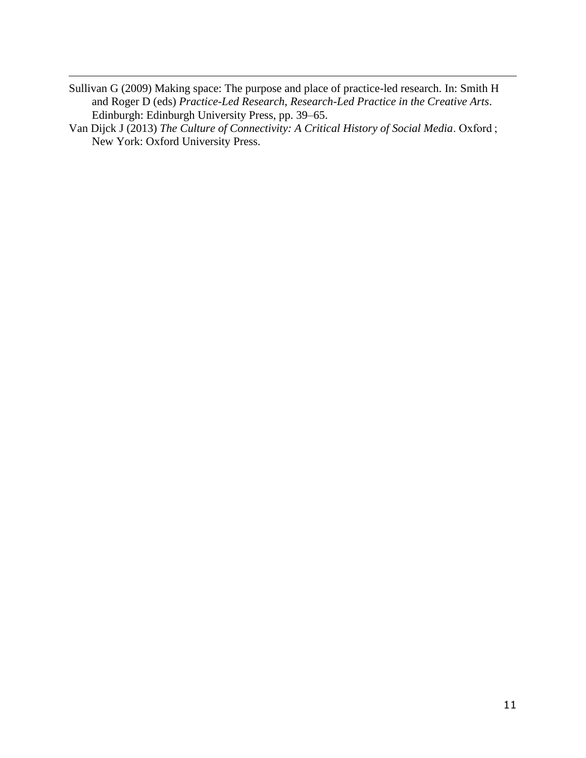Sullivan G (2009) Making space: The purpose and place of practice-led research. In: Smith H and Roger D (eds) *Practice-Led Research, Research-Led Practice in the Creative Arts*. Edinburgh: Edinburgh University Press, pp. 39–65.

Van Dijck J (2013) *The Culture of Connectivity: A Critical History of Social Media*. Oxford ; New York: Oxford University Press.